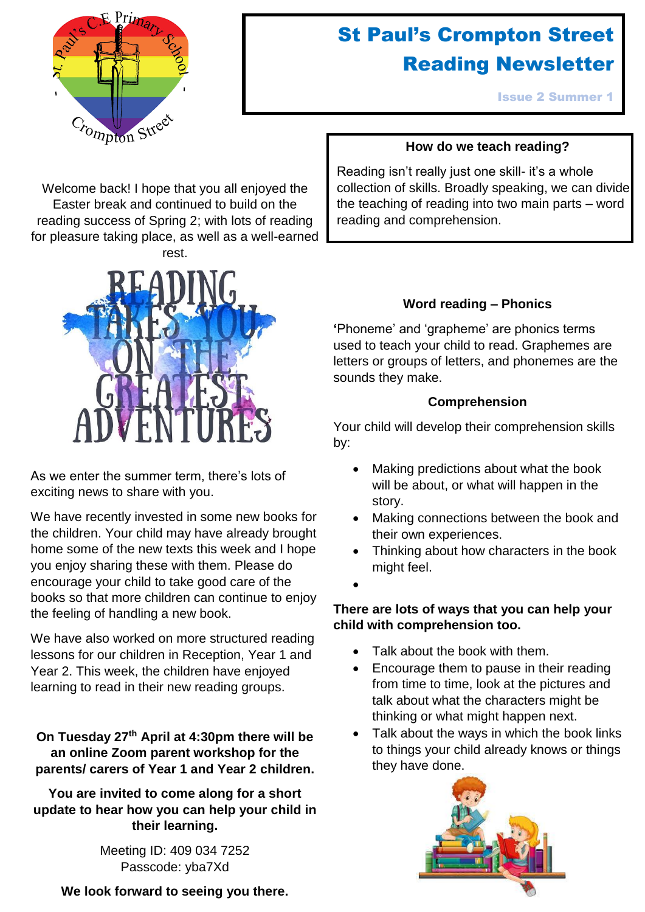# St Paul's Crompton Street Reading Newsletter

Issue 2 Summer 1

Welcome back! I hope that you all enjoyed the Easter break and continued to build on the reading success of Spring 2; with lots of reading for pleasure taking place, as well as a well-earned rest.

READING TAKES YOU ON THE GREATEST ADVENTURES

As we enter the summer term, there's lots of exciting news to share with you.

We have recently invested in some new books for the children. Your child may have already brought home some of the new texts this week and I hope you enjoy sharing these with them. Please do encourage your child to take good care of the books so that more children can continue to enjoy the feeling of handling a new book.

We have also worked on more structured reading lessons for our children in Reception, Year 1 and Year 2. This week, the children have enjoyed learning to read in their new reading groups.

**On Tuesday 27th April at 4:30pm there will be an online Zoom parent workshop for the parents/ carers of Year 1 and Year 2 children.**

**You are invited to come along for a short update to hear how you can help your child in their learning.**

Meeting ID: 409 034 7252
Passcode: yba7Xd

**We look forward to seeing you there.**

### How do we teach reading?

Reading isn't really just one skill- it's a whole collection of skills. Broadly speaking, we can divide the teaching of reading into two main parts – word reading and comprehension.

### Word reading – Phonics

'Phoneme' and 'grapheme' are phonics terms used to teach your child to read. Graphemes are letters or groups of letters, and phonemes are the sounds they make.

### Comprehension

Your child will develop their comprehension skills by:

- Making predictions about what the book will be about, or what will happen in the story.
- Making connections between the book and their own experiences.
- Thinking about how characters in the book might feel.

**There are lots of ways that you can help your child with comprehension too.**

- Talk about the book with them.
- Encourage them to pause in their reading from time to time, look at the pictures and talk about what the characters might be thinking or what might happen next.
- Talk about the ways in which the book links to things your child already knows or things they have done.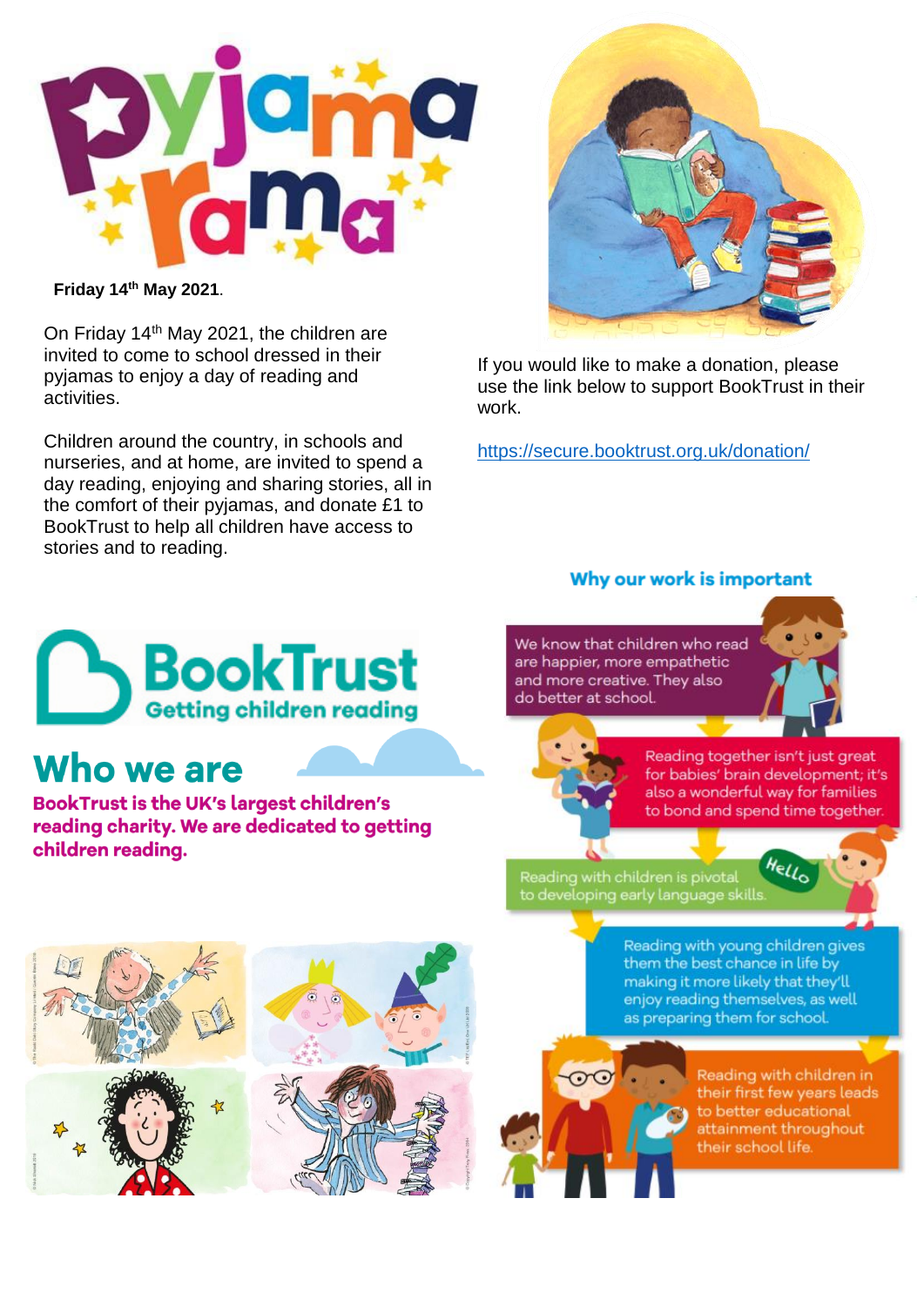# Pyjama Rama

**Friday 14th May 2021.**

On Friday 14th May 2021, the children are invited to come to school dressed in their pyjamas to enjoy a day of reading and activities.

Children around the country, in schools and nurseries, and at home, are invited to spend a day reading, enjoying and sharing stories, all in the comfort of their pyjamas, and donate £1 to BookTrust to help all children have access to stories and to reading.

If you would like to make a donation, please use the link below to support BookTrust in their work.

https://secure.booktrust.org.uk/donation/

## BookTrust

**Getting children reading**

## Who we are

**BookTrust is the UK's largest children's reading charity. We are dedicated to getting children reading.**

### Why our work is important

We know that children who read are happier, more empathetic and more creative. They also do better at school.

Reading together isn't just great for babies' brain development; it's also a wonderful way for families to bond and spend time together.

Reading with children is pivotal to developing early language skills.

Reading with young children gives them the best chance in life by making it more likely that they'll enjoy reading themselves, as well as preparing them for school.

Reading with children in their first few years leads to better educational attainment throughout their school life.